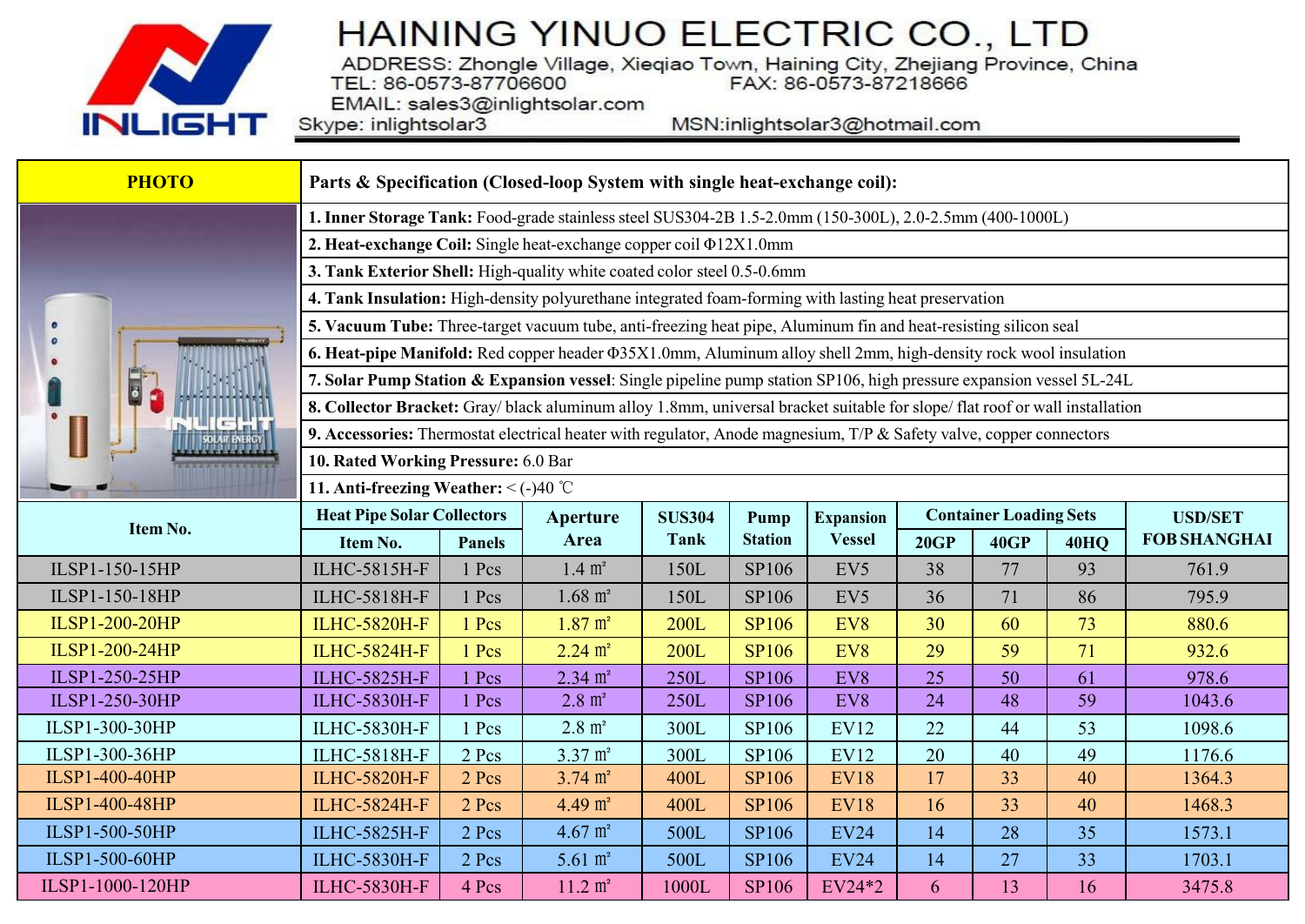# HAINING YINUO ELECTRIC CO., LTD

ADDRESS: Zhongle Village, Xieqiao Town, Haining City, Zhejiang Province, China
TEL: 86-0573-87706600 FAX: 86-0573-87218666
EMAIL: sales3@inlightsolar.com
Skype: inlightsolar3 MSN:inlightsolar3@hotmail.com

| PHOTO | Parts & Specification (Closed-loop System with single heat-exchange coil): |
|---|---|
| | **1. Inner Storage Tank:** Food-grade stainless steel SUS304-2B 1.5-2.0mm (150-300L), 2.0-2.5mm (400-1000L) |
| | **2. Heat-exchange Coil:** Single heat-exchange copper coil Φ12X1.0mm |
| | **3. Tank Exterior Shell:** High-quality white coated color steel 0.5-0.6mm |
| | **4. Tank Insulation:** High-density polyurethane integrated foam-forming with lasting heat preservation |
| | **5. Vacuum Tube:** Three-target vacuum tube, anti-freezing heat pipe, Aluminum fin and heat-resisting silicon seal |
| | **6. Heat-pipe Manifold:** Red copper header Φ35X1.0mm, Aluminum alloy shell 2mm, high-density rock wool insulation |
| | **7. Solar Pump Station & Expansion vessel**: Single pipeline pump station SP106, high pressure expansion vessel 5L-24L |
| | **8. Collector Bracket:** Gray/ black aluminum alloy 1.8mm, universal bracket suitable for slope/ flat roof or wall installation |
| | **9. Accessories:** Thermostat electrical heater with regulator, Anode magnesium, T/P & Safety valve, copper connectors |
| | **10. Rated Working Pressure:** 6.0 Bar |
| | **11. Anti-freezing Weather:** < (-)40 ℃ |

| Item No. | Heat Pipe Solar Collectors | | Aperture Area | SUS304 Tank | Pump Station | Expansion Vessel | Container Loading Sets | | | USD/SET FOB SHANGHAI |
|---|---|---|---|---|---|---|---|---|---|---|
| | Item No. | Panels | | | | | 20GP | 40GP | 40HQ | |
| ILSP1-150-15HP | ILHC-5815H-F | 1 Pcs | 1.4 ㎡ | 150L | SP106 | EV5 | 38 | 77 | 93 | 761.9 |
| ILSP1-150-18HP | ILHC-5818H-F | 1 Pcs | 1.68 ㎡ | 150L | SP106 | EV5 | 36 | 71 | 86 | 795.9 |
| ILSP1-200-20HP | ILHC-5820H-F | 1 Pcs | 1.87 ㎡ | 200L | SP106 | EV8 | 30 | 60 | 73 | 880.6 |
| ILSP1-200-24HP | ILHC-5824H-F | 1 Pcs | 2.24 ㎡ | 200L | SP106 | EV8 | 29 | 59 | 71 | 932.6 |
| ILSP1-250-25HP | ILHC-5825H-F | 1 Pcs | 2.34 ㎡ | 250L | SP106 | EV8 | 25 | 50 | 61 | 978.6 |
| ILSP1-250-30HP | ILHC-5830H-F | 1 Pcs | 2.8 ㎡ | 250L | SP106 | EV8 | 24 | 48 | 59 | 1043.6 |
| ILSP1-300-30HP | ILHC-5830H-F | 1 Pcs | 2.8 ㎡ | 300L | SP106 | EV12 | 22 | 44 | 53 | 1098.6 |
| ILSP1-300-36HP | ILHC-5818H-F | 2 Pcs | 3.37 ㎡ | 300L | SP106 | EV12 | 20 | 40 | 49 | 1176.6 |
| ILSP1-400-40HP | ILHC-5820H-F | 2 Pcs | 3.74 ㎡ | 400L | SP106 | EV18 | 17 | 33 | 40 | 1364.3 |
| ILSP1-400-48HP | ILHC-5824H-F | 2 Pcs | 4.49 ㎡ | 400L | SP106 | EV18 | 16 | 33 | 40 | 1468.3 |
| ILSP1-500-50HP | ILHC-5825H-F | 2 Pcs | 4.67 ㎡ | 500L | SP106 | EV24 | 14 | 28 | 35 | 1573.1 |
| ILSP1-500-60HP | ILHC-5830H-F | 2 Pcs | 5.61 ㎡ | 500L | SP106 | EV24 | 14 | 27 | 33 | 1703.1 |
| ILSP1-1000-120HP | ILHC-5830H-F | 4 Pcs | 11.2 ㎡ | 1000L | SP106 | EV24*2 | 6 | 13 | 16 | 3475.8 |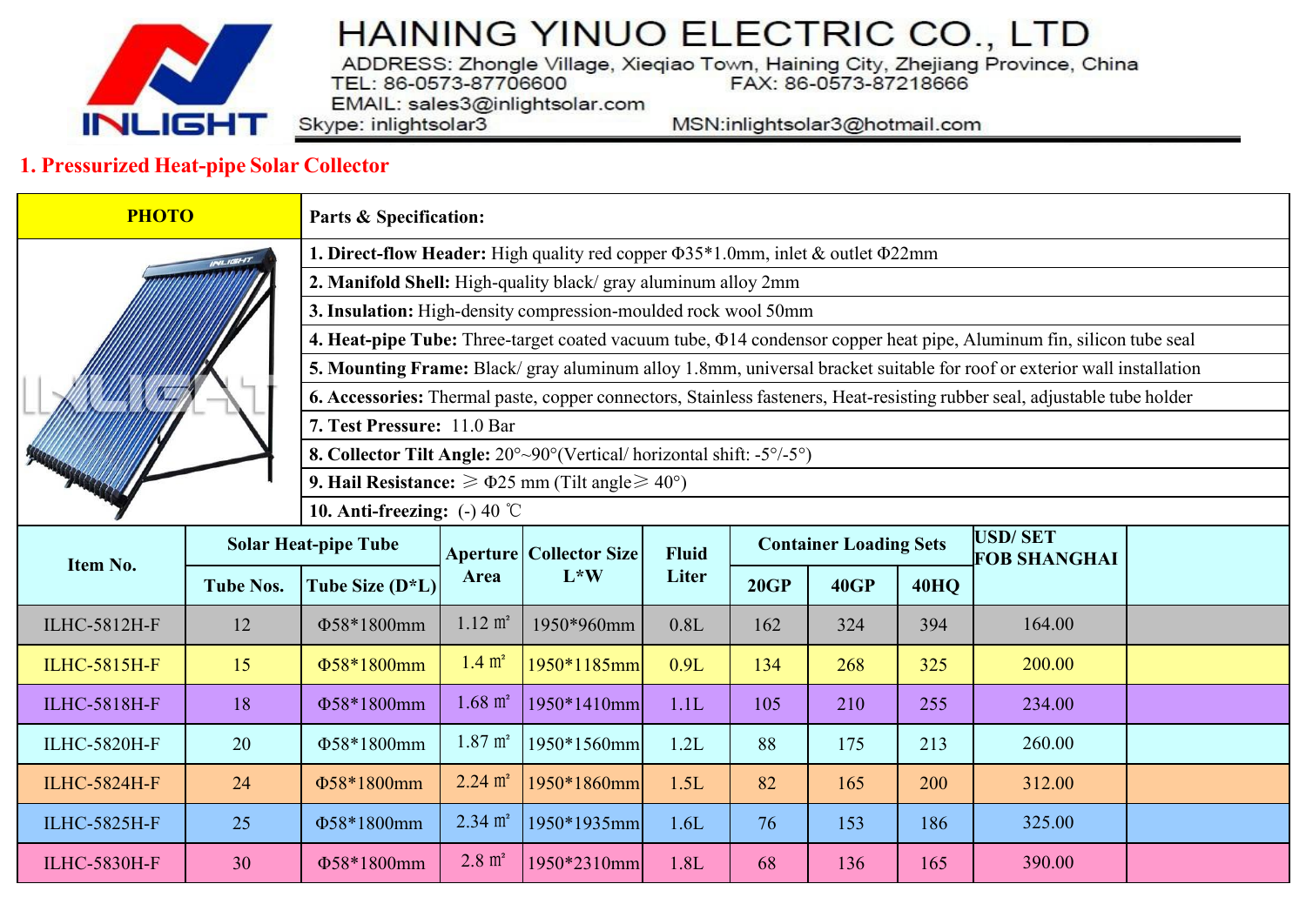# HAINING YINUO ELECTRIC CO., LTD

ADDRESS: Zhongle Village, Xieqiao Town, Haining City, Zhejiang Province, China
TEL: 86-0573-87706600 FAX: 86-0573-87218666
EMAIL: sales3@inlightsolar.com
Skype: inlightsolar3 MSN:inlightsolar3@hotmail.com

## 1. Pressurized Heat-pipe Solar Collector

| PHOTO | Parts & Specification: |
|---|---|
| | **1. Direct-flow Header:** High quality red copper Φ35*1.0mm, inlet & outlet Φ22mm |
| | **2. Manifold Shell:** High-quality black/ gray aluminum alloy 2mm |
| | **3. Insulation:** High-density compression-moulded rock wool 50mm |
| | **4. Heat-pipe Tube:** Three-target coated vacuum tube, Φ14 condensor copper heat pipe, Aluminum fin, silicon tube seal |
| | **5. Mounting Frame:** Black/ gray aluminum alloy 1.8mm, universal bracket suitable for roof or exterior wall installation |
| | **6. Accessories:** Thermal paste, copper connectors, Stainless fasteners, Heat-resisting rubber seal, adjustable tube holder |
| | **7. Test Pressure:** 11.0 Bar |
| | **8. Collector Tilt Angle:** 20°~90°(Vertical/ horizontal shift: -5°/-5°) |
| | **9. Hail Resistance:** ≥ Φ25 mm (Tilt angle≥ 40°) |
| | **10. Anti-freezing:** (-) 40 ℃ |

| Item No. | Solar Heat-pipe Tube | | Aperture Area | Collector Size L*W | Fluid Liter | Container Loading Sets | | | USD/ SET FOB SHANGHAI | |
|---|---|---|---|---|---|---|---|---|---|---|
| | Tube Nos. | Tube Size (D*L) | | | | 20GP | 40GP | 40HQ | | |
| ILHC-5812H-F | 12 | Φ58*1800mm | 1.12 ㎡ | 1950*960mm | 0.8L | 162 | 324 | 394 | 164.00 | |
| ILHC-5815H-F | 15 | Φ58*1800mm | 1.4 ㎡ | 1950*1185mm | 0.9L | 134 | 268 | 325 | 200.00 | |
| ILHC-5818H-F | 18 | Φ58*1800mm | 1.68 ㎡ | 1950*1410mm | 1.1L | 105 | 210 | 255 | 234.00 | |
| ILHC-5820H-F | 20 | Φ58*1800mm | 1.87 ㎡ | 1950*1560mm | 1.2L | 88 | 175 | 213 | 260.00 | |
| ILHC-5824H-F | 24 | Φ58*1800mm | 2.24 ㎡ | 1950*1860mm | 1.5L | 82 | 165 | 200 | 312.00 | |
| ILHC-5825H-F | 25 | Φ58*1800mm | 2.34 ㎡ | 1950*1935mm | 1.6L | 76 | 153 | 186 | 325.00 | |
| ILHC-5830H-F | 30 | Φ58*1800mm | 2.8 ㎡ | 1950*2310mm | 1.8L | 68 | 136 | 165 | 390.00 | |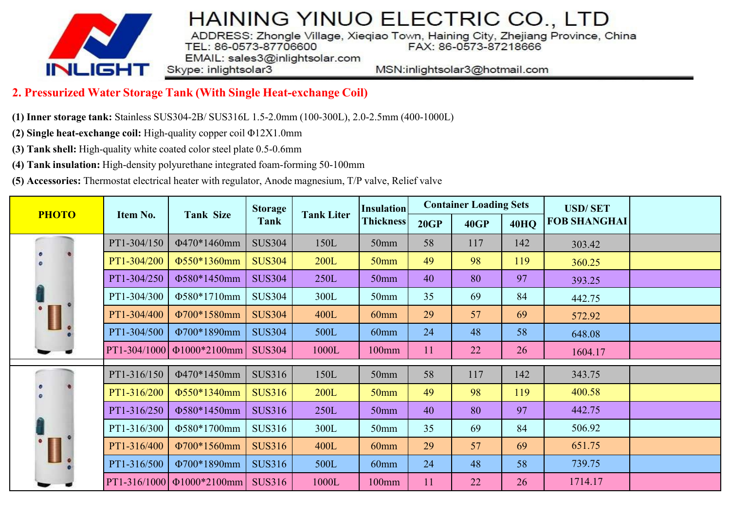# HAINING YINUO ELECTRIC CO., LTD

ADDRESS: Zhongle Village, Xieqiao Town, Haining City, Zhejiang Province, China
TEL: 86-0573-87706600 FAX: 86-0573-87218666
EMAIL: sales3@inlightsolar.com
Skype: inlightsolar3 MSN:inlightsolar3@hotmail.com

## 2. Pressurized Water Storage Tank (With Single Heat-exchange Coil)

**(1) Inner storage tank:** Stainless SUS304-2B/ SUS316L 1.5-2.0mm (100-300L), 2.0-2.5mm (400-1000L)

**(2) Single heat-exchange coil:** High-quality copper coil Φ12X1.0mm

**(3) Tank shell:** High-quality white coated color steel plate 0.5-0.6mm

**(4) Tank insulation:** High-density polyurethane integrated foam-forming 50-100mm

**(5) Accessories:** Thermostat electrical heater with regulator, Anode magnesium, T/P valve, Relief valve

| PHOTO | Item No. | Tank Size | Storage Tank | Tank Liter | Insulation Thickness | Container Loading Sets | | | USD/ SET FOB SHANGHAI | |
|---|---|---|---|---|---|---|---|---|---|---|
| | | | | | | 20GP | 40GP | 40HQ | | |
| | PT1-304/150 | Φ470*1460mm | SUS304 | 150L | 50mm | 58 | 117 | 142 | 303.42 | |
| | PT1-304/200 | Φ550*1360mm | SUS304 | 200L | 50mm | 49 | 98 | 119 | 360.25 | |
| | PT1-304/250 | Φ580*1450mm | SUS304 | 250L | 50mm | 40 | 80 | 97 | 393.25 | |
| | PT1-304/300 | Φ580*1710mm | SUS304 | 300L | 50mm | 35 | 69 | 84 | 442.75 | |
| | PT1-304/400 | Φ700*1580mm | SUS304 | 400L | 60mm | 29 | 57 | 69 | 572.92 | |
| | PT1-304/500 | Φ700*1890mm | SUS304 | 500L | 60mm | 24 | 48 | 58 | 648.08 | |
| | PT1-304/1000 | Φ1000*2100mm | SUS304 | 1000L | 100mm | 11 | 22 | 26 | 1604.17 | |
| | | | | | | | | | | |
| | PT1-316/150 | Φ470*1450mm | SUS316 | 150L | 50mm | 58 | 117 | 142 | 343.75 | |
| | PT1-316/200 | Φ550*1340mm | SUS316 | 200L | 50mm | 49 | 98 | 119 | 400.58 | |
| | PT1-316/250 | Φ580*1450mm | SUS316 | 250L | 50mm | 40 | 80 | 97 | 442.75 | |
| | PT1-316/300 | Φ580*1700mm | SUS316 | 300L | 50mm | 35 | 69 | 84 | 506.92 | |
| | PT1-316/400 | Φ700*1560mm | SUS316 | 400L | 60mm | 29 | 57 | 69 | 651.75 | |
| | PT1-316/500 | Φ700*1890mm | SUS316 | 500L | 60mm | 24 | 48 | 58 | 739.75 | |
| | PT1-316/1000 | Φ1000*2100mm | SUS316 | 1000L | 100mm | 11 | 22 | 26 | 1714.17 | |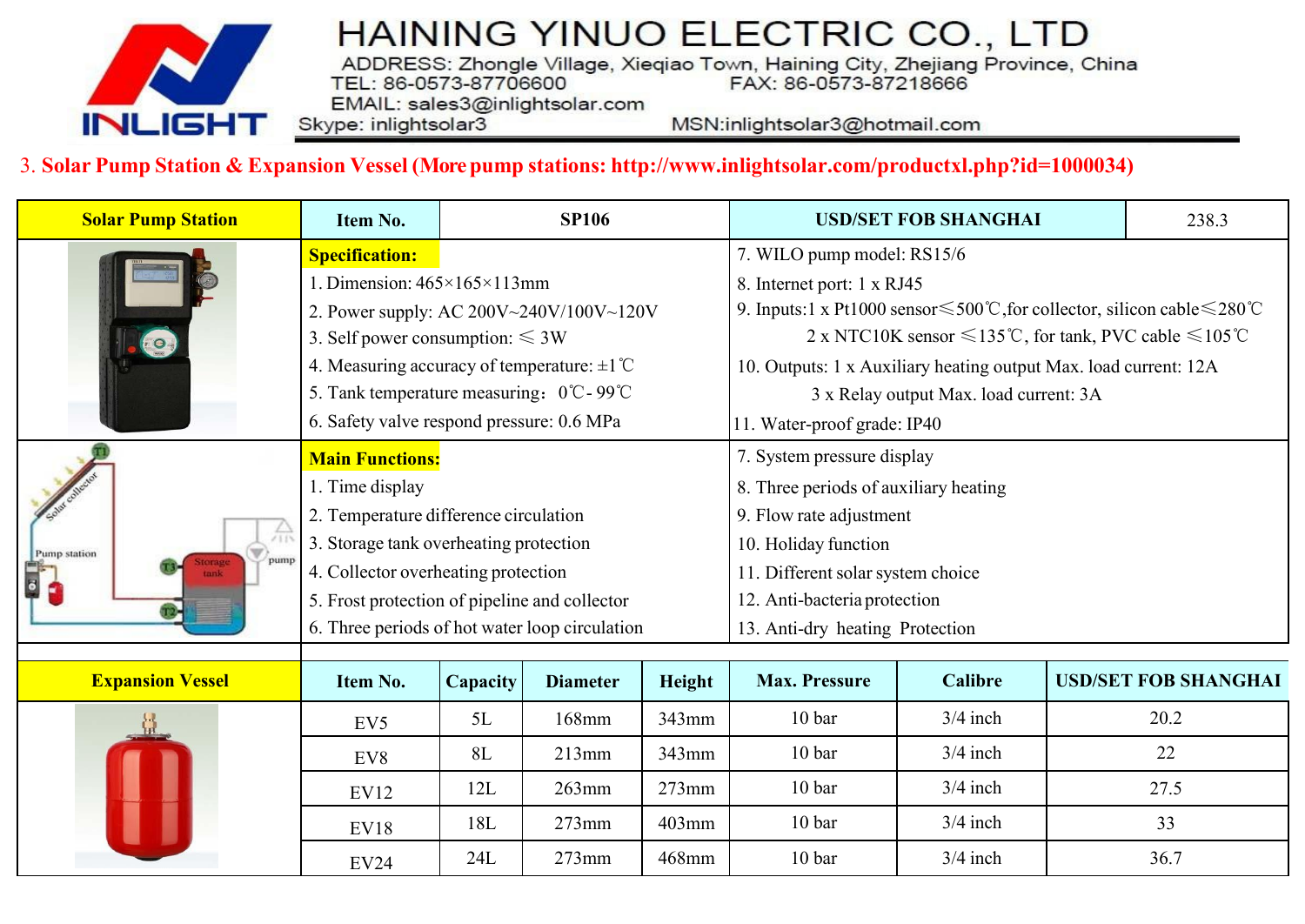# HAINING YINUO ELECTRIC CO., LTD

ADDRESS: Zhongle Village, Xieqiao Town, Haining City, Zhejiang Province, China
TEL: 86-0573-87706600 FAX: 86-0573-87218666
EMAIL: sales3@inlightsolar.com
Skype: inlightsolar3 MSN:inlightsolar3@hotmail.com

## 3. Solar Pump Station & Expansion Vessel (More pump stations: http://www.inlightsolar.com/productxl.php?id=1000034)

| Solar Pump Station | Item No. | SP106 | USD/SET FOB SHANGHAI | 238.3 |
|---|---|---|---|---|

**Specification:**

1. Dimension: 465×165×113mm
2. Power supply: AC 200V~240V/100V~120V
3. Self power consumption: ≤ 3W
4. Measuring accuracy of temperature: ±1℃
5. Tank temperature measuring：0℃- 99℃
6. Safety valve respond pressure: 0.6 MPa
7. WILO pump model: RS15/6
8. Internet port: 1 x RJ45
9. Inputs:1 x Pt1000 sensor≤500℃,for collector, silicon cable≤280℃
   2 x NTC10K sensor ≤135℃, for tank, PVC cable ≤105℃
10. Outputs: 1 x Auxiliary heating output Max. load current: 12A
    3 x Relay output Max. load current: 3A
11. Water-proof grade: IP40

**Main Functions:**

1. Time display
2. Temperature difference circulation
3. Storage tank overheating protection
4. Collector overheating protection
5. Frost protection of pipeline and collector
6. Three periods of hot water loop circulation
7. System pressure display
8. Three periods of auxiliary heating
9. Flow rate adjustment
10. Holiday function
11. Different solar system choice
12. Anti-bacteria protection
13. Anti-dry heating Protection

Solar collector
T1
Pump station
T3
Storage tank
pump
T2

**Expansion Vessel**

| Item No. | Capacity | Diameter | Height | Max. Pressure | Calibre | USD/SET FOB SHANGHAI |
|---|---|---|---|---|---|---|
| EV5 | 5L | 168mm | 343mm | 10 bar | 3/4 inch | 20.2 |
| EV8 | 8L | 213mm | 343mm | 10 bar | 3/4 inch | 22 |
| EV12 | 12L | 263mm | 273mm | 10 bar | 3/4 inch | 27.5 |
| EV18 | 18L | 273mm | 403mm | 10 bar | 3/4 inch | 33 |
| EV24 | 24L | 273mm | 468mm | 10 bar | 3/4 inch | 36.7 |